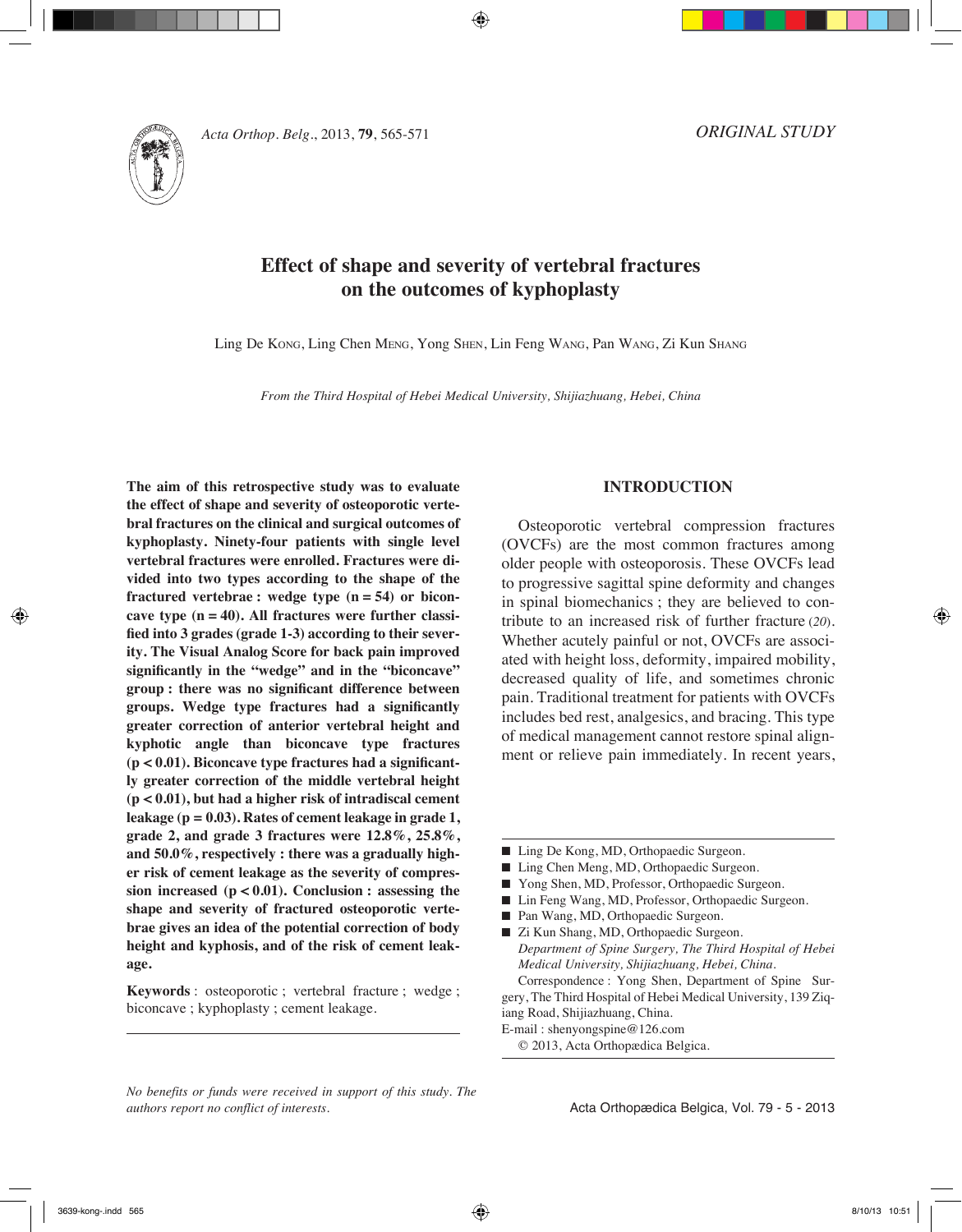*ORIGINAL STUDY*

# Effect of shape and severity of vertebral fractures on the outcomes of kyphoplasty

Ling De Kong, Ling Chen Meng, Yong Shen, Lin Feng Wang, Pan Wang, Zi Kun Shang

*From the Third Hospital of Hebei Medical University, Shijiazhuang, Hebei, China*

**The aim of this retrospective study was to evaluate the effect of shape and severity of osteoporotic vertebral fractures on the clinical and surgical outcomes of kyphoplasty. Ninety-four patients with single level vertebral fractures were enrolled. Fractures were divided into two types according to the shape of the fractured vertebrae : wedge type (n = 54) or biconcave type (n = 40). All fractures were further classified into 3 grades (grade 1-3) according to their severity. The Visual Analog Score for back pain improved significantly in the "wedge" and in the "biconcave" group : there was no significant difference between groups. Wedge type fractures had a significantly greater correction of anterior vertebral height and kyphotic angle than biconcave type fractures ($p < 0.01$). Biconcave type fractures had a significantly greater correction of the middle vertebral height ($p < 0.01$), but had a higher risk of intradiscal cement leakage ($p = 0.03$). Rates of cement leakage in grade 1, grade 2, and grade 3 fractures were 12.8%, 25.8%, and 50.0%, respectively : there was a gradually higher risk of cement leakage as the severity of compression increased ($p < 0.01$). Conclusion : assessing the shape and severity of fractured osteoporotic vertebrae gives an idea of the potential correction of body height and kyphosis, and of the risk of cement leakage.**

**Keywords** : osteoporotic ; vertebral fracture ; wedge ; biconcave ; kyphoplasty ; cement leakage.

*No benefits or funds were received in support of this study. The authors report no conflict of interests.*

## INTRODUCTION

Osteoporotic vertebral compression fractures (OVCFs) are the most common fractures among older people with osteoporosis. These OVCFs lead to progressive sagittal spine deformity and changes in spinal biomechanics ; they are believed to contribute to an increased risk of further fracture (*20*). Whether acutely painful or not, OVCFs are associated with height loss, deformity, impaired mobility, decreased quality of life, and sometimes chronic pain. Traditional treatment for patients with OVCFs includes bed rest, analgesics, and bracing. This type of medical management cannot restore spinal alignment or relieve pain immediately. In recent years,

- Ling De Kong, MD, Orthopaedic Surgeon.
- Ling Chen Meng, MD, Orthopaedic Surgeon.
- Yong Shen, MD, Professor, Orthopaedic Surgeon.
- Lin Feng Wang, MD, Professor, Orthopaedic Surgeon.
- Pan Wang, MD, Orthopaedic Surgeon.
- Zi Kun Shang, MD, Orthopaedic Surgeon.

*Department of Spine Surgery, The Third Hospital of Hebei Medical University, Shijiazhuang, Hebei, China.*

Correspondence : Yong Shen, Department of Spine Surgery, The Third Hospital of Hebei Medical University, 139 Ziqiang Road, Shijiazhuang, China.

E-mail : shenyongspine@126.com

© 2013, Acta Orthopædica Belgica.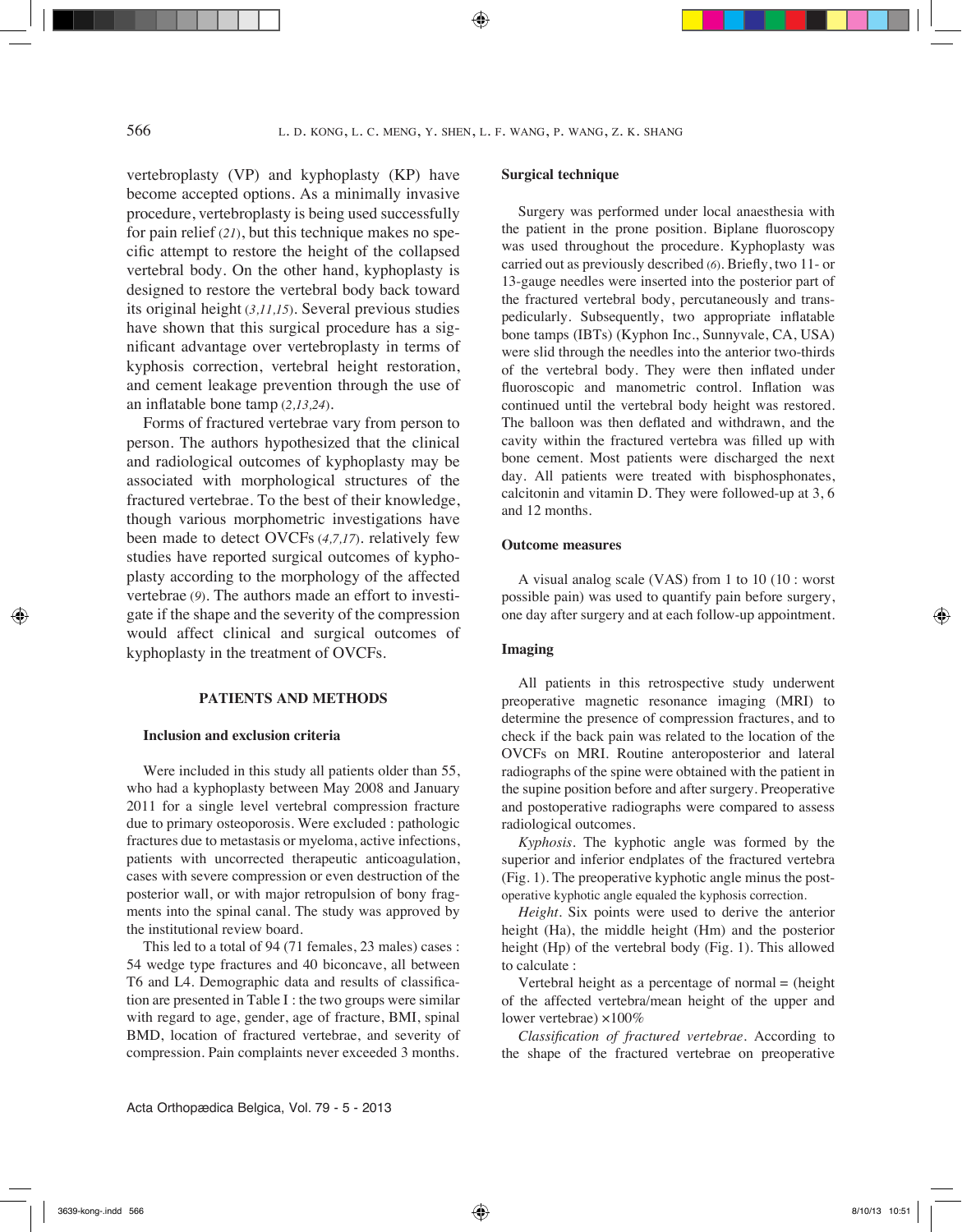vertebroplasty (VP) and kyphoplasty (KP) have become accepted options. As a minimally invasive procedure, vertebroplasty is being used successfully for pain relief (*21*), but this technique makes no specific attempt to restore the height of the collapsed vertebral body. On the other hand, kyphoplasty is designed to restore the vertebral body back toward its original height (*3,11,15*). Several previous studies have shown that this surgical procedure has a significant advantage over vertebroplasty in terms of kyphosis correction, vertebral height restoration, and cement leakage prevention through the use of an inflatable bone tamp (*2,13,24*).

Forms of fractured vertebrae vary from person to person. The authors hypothesized that the clinical and radiological outcomes of kyphoplasty may be associated with morphological structures of the fractured vertebrae. To the best of their knowledge, though various morphometric investigations have been made to detect OVCFs (*4,7,17*). relatively few studies have reported surgical outcomes of kyphoplasty according to the morphology of the affected vertebrae (*9*). The authors made an effort to investigate if the shape and the severity of the compression would affect clinical and surgical outcomes of kyphoplasty in the treatment of OVCFs.

## PATIENTS AND METHODS

### Inclusion and exclusion criteria

Were included in this study all patients older than 55, who had a kyphoplasty between May 2008 and January 2011 for a single level vertebral compression fracture due to primary osteoporosis. Were excluded : pathologic fractures due to metastasis or myeloma, active infections, patients with uncorrected therapeutic anticoagulation, cases with severe compression or even destruction of the posterior wall, or with major retropulsion of bony fragments into the spinal canal. The study was approved by the institutional review board.

This led to a total of 94 (71 females, 23 males) cases : 54 wedge type fractures and 40 biconcave, all between T6 and L4. Demographic data and results of classification are presented in Table I : the two groups were similar with regard to age, gender, age of fracture, BMI, spinal BMD, location of fractured vertebrae, and severity of compression. Pain complaints never exceeded 3 months.

### Surgical technique

Surgery was performed under local anaesthesia with the patient in the prone position. Biplane fluoroscopy was used throughout the procedure. Kyphoplasty was carried out as previously described (*6*). Briefly, two 11- or 13-gauge needles were inserted into the posterior part of the fractured vertebral body, percutaneously and transpedicularly. Subsequently, two appropriate inflatable bone tamps (IBTs) (Kyphon Inc., Sunnyvale, CA, USA) were slid through the needles into the anterior two-thirds of the vertebral body. They were then inflated under fluoroscopic and manometric control. Inflation was continued until the vertebral body height was restored. The balloon was then deflated and withdrawn, and the cavity within the fractured vertebra was filled up with bone cement. Most patients were discharged the next day. All patients were treated with bisphosphonates, calcitonin and vitamin D. They were followed-up at 3, 6 and 12 months.

### Outcome measures

A visual analog scale (VAS) from 1 to 10 (10 : worst possible pain) was used to quantify pain before surgery, one day after surgery and at each follow-up appointment.

### Imaging

All patients in this retrospective study underwent preoperative magnetic resonance imaging (MRI) to determine the presence of compression fractures, and to check if the back pain was related to the location of the OVCFs on MRI. Routine anteroposterior and lateral radiographs of the spine were obtained with the patient in the supine position before and after surgery. Preoperative and postoperative radiographs were compared to assess radiological outcomes.

*Kyphosis*. The kyphotic angle was formed by the superior and inferior endplates of the fractured vertebra (Fig. 1). The preoperative kyphotic angle minus the postoperative kyphotic angle equaled the kyphosis correction.

*Height*. Six points were used to derive the anterior height (Ha), the middle height (Hm) and the posterior height (Hp) of the vertebral body (Fig. 1). This allowed to calculate :

Vertebral height as a percentage of normal = (height of the affected vertebra/mean height of the upper and lower vertebrae) $\times 100\%$

*Classification of fractured vertebrae*. According to the shape of the fractured vertebrae on preoperative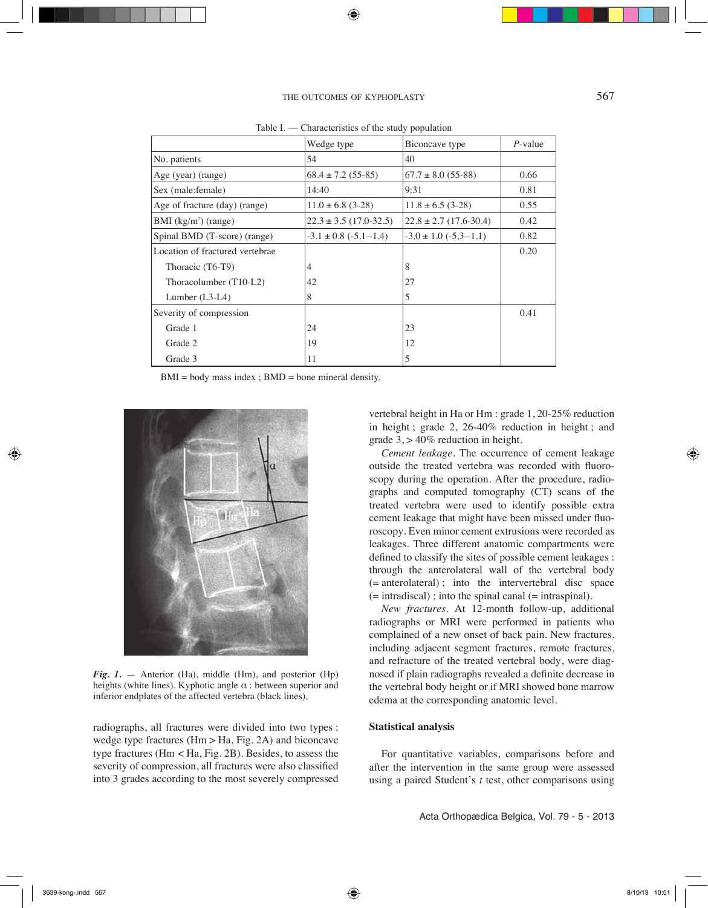Table I. — Characteristics of the study population

| | Wedge type | Biconcave type | *P*-value |
|---|---|---|---|
| No. patients | 54 | 40 | |
| Age (year) (range) | 68.4 ± 7.2 (55-85) | 67.7 ± 8.0 (55-88) | 0.66 |
| Sex (male:female) | 14:40 | 9:31 | 0.81 |
| Age of fracture (day) (range) | 11.0 ± 6.8 (3-28) | 11.8 ± 6.5 (3-28) | 0.55 |
| BMI (kg/m²) (range) | 22.3 ± 3.5 (17.0-32.5) | 22.8 ± 2.7 (17.6-30.4) | 0.42 |
| Spinal BMD (T-score) (range) | -3.1 ± 0.8 (-5.1--1.4) | -3.0 ± 1.0 (-5.3--1.1) | 0.82 |
| Location of fractured vertebrae | | | 0.20 |
| Thoracic (T6-T9) | 4 | 8 | |
| Thoracolumber (T10-L2) | 42 | 27 | |
| Lumber (L3-L4) | 8 | 5 | |
| Severity of compression | | | 0.41 |
| Grade 1 | 24 | 23 | |
| Grade 2 | 19 | 12 | |
| Grade 3 | 11 | 5 | |

BMI = body mass index ; BMD = bone mineral density.

***Fig. 1.*** — Anterior (Ha), middle (Hm), and posterior (Hp) heights (white lines). Kyphotic angle α : between superior and inferior endplates of the affected vertebra (black lines).

radiographs, all fractures were divided into two types : wedge type fractures (Hm > Ha, Fig. 2A) and biconcave type fractures (Hm < Ha, Fig. 2B). Besides, to assess the severity of compression, all fractures were also classified into 3 grades according to the most severely compressed vertebral height in Ha or Hm : grade 1, 20-25% reduction in height ; grade 2, 26-40% reduction in height ; and grade 3, > 40% reduction in height.

*Cement leakage*. The occurrence of cement leakage outside the treated vertebra was recorded with fluoroscopy during the operation. After the procedure, radiographs and computed tomography (CT) scans of the treated vertebra were used to identify possible extra cement leakage that might have been missed under fluoroscopy. Even minor cement extrusions were recorded as leakages. Three different anatomic compartments were defined to classify the sites of possible cement leakages : through the anterolateral wall of the vertebral body (= anterolateral) ; into the intervertebral disc space (= intradiscal) ; into the spinal canal (= intraspinal).

*New fractures*. At 12-month follow-up, additional radiographs or MRI were performed in patients who complained of a new onset of back pain. New fractures, including adjacent segment fractures, remote fractures, and refracture of the treated vertebral body, were diagnosed if plain radiographs revealed a definite decrease in the vertebral body height or if MRI showed bone marrow edema at the corresponding anatomic level.

### Statistical analysis

For quantitative variables, comparisons before and after the intervention in the same group were assessed using a paired Student's *t* test, other comparisons using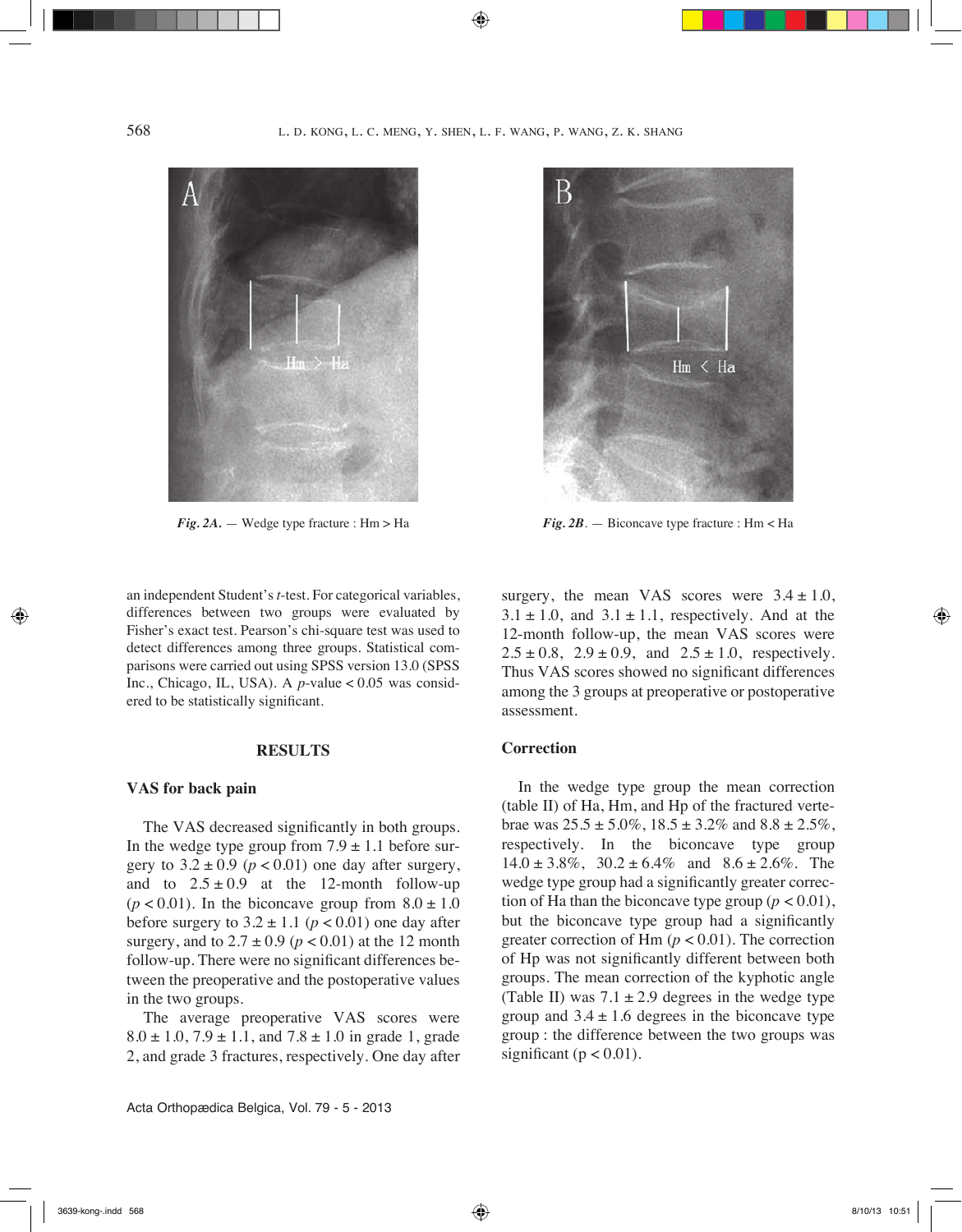*Fig. 2A.* — Wedge type fracture : Hm > Ha

*Fig. 2B*. — Biconcave type fracture : Hm < Ha

an independent Student's *t*-test. For categorical variables, differences between two groups were evaluated by Fisher's exact test. Pearson's chi-square test was used to detect differences among three groups. Statistical comparisons were carried out using SPSS version 13.0 (SPSS Inc., Chicago, IL, USA). A *p*-value < 0.05 was considered to be statistically significant.

## RESULTS

### VAS for back pain

The VAS decreased significantly in both groups. In the wedge type group from 7.9 ± 1.1 before surgery to 3.2 ± 0.9 ($p < 0.01$) one day after surgery, and to 2.5 ± 0.9 at the 12-month follow-up ($p < 0.01$). In the biconcave group from 8.0 ± 1.0 before surgery to 3.2 ± 1.1 ($p < 0.01$) one day after surgery, and to 2.7 ± 0.9 ($p < 0.01$) at the 12 month follow-up. There were no significant differences between the preoperative and the postoperative values in the two groups.

The average preoperative VAS scores were 8.0 ± 1.0, 7.9 ± 1.1, and 7.8 ± 1.0 in grade 1, grade 2, and grade 3 fractures, respectively. One day after surgery, the mean VAS scores were 3.4 ± 1.0, 3.1 ± 1.0, and 3.1 ± 1.1, respectively. And at the 12-month follow-up, the mean VAS scores were 2.5 ± 0.8, 2.9 ± 0.9, and 2.5 ± 1.0, respectively. Thus VAS scores showed no significant differences among the 3 groups at preoperative or postoperative assessment.

### Correction

In the wedge type group the mean correction (table II) of Ha, Hm, and Hp of the fractured vertebrae was 25.5 ± 5.0%, 18.5 ± 3.2% and 8.8 ± 2.5%, respectively. In the biconcave type group 14.0 ± 3.8%, 30.2 ± 6.4% and 8.6 ± 2.6%. The wedge type group had a significantly greater correction of Ha than the biconcave type group ($p < 0.01$), but the biconcave type group had a significantly greater correction of Hm ($p < 0.01$). The correction of Hp was not significantly different between both groups. The mean correction of the kyphotic angle (Table II) was 7.1 ± 2.9 degrees in the wedge type group and 3.4 ± 1.6 degrees in the biconcave type group : the difference between the two groups was significant ($p < 0.01$).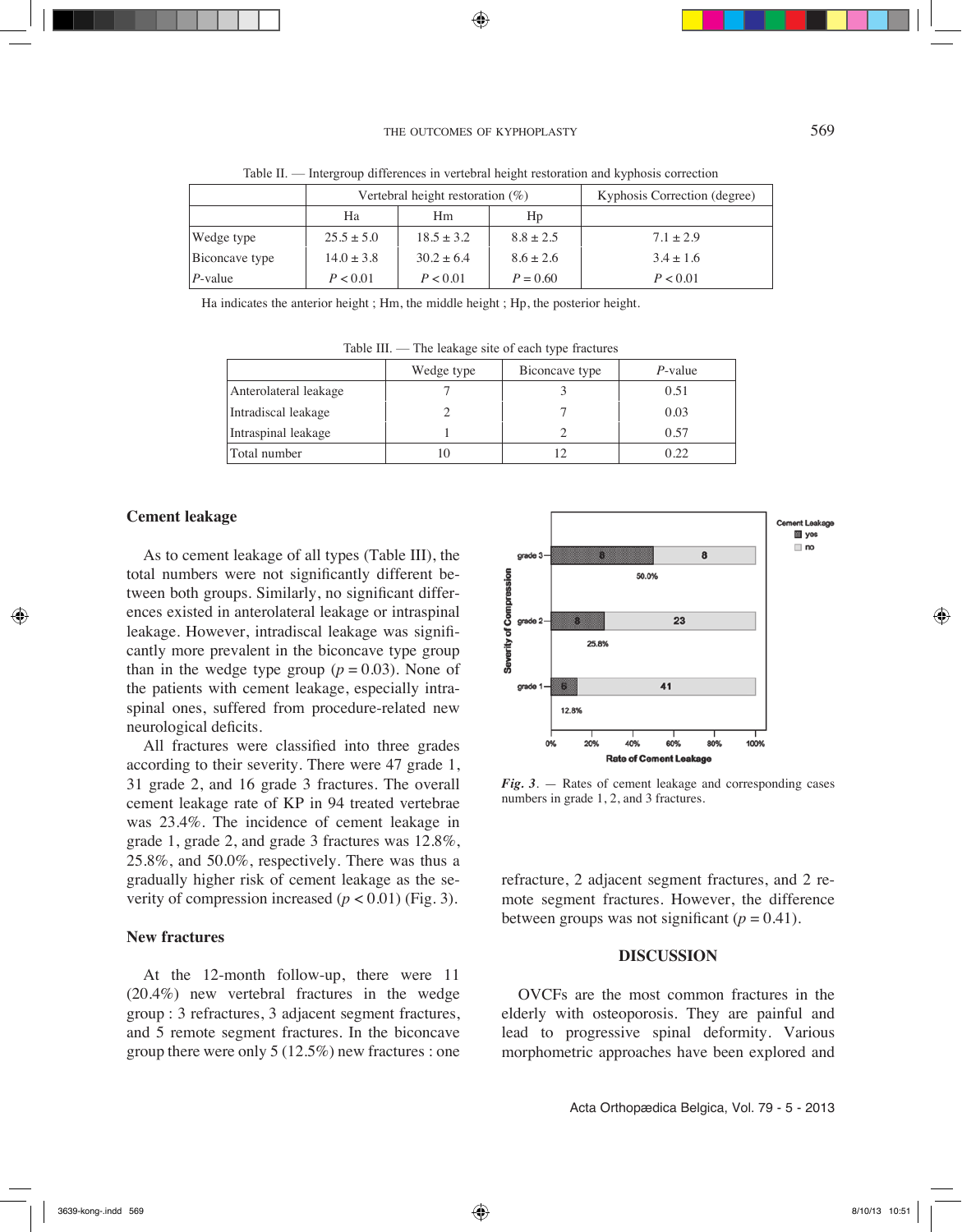Table II. — Intergroup differences in vertebral height restoration and kyphosis correction

| | Vertebral height restoration (%) | | | Kyphosis Correction (degree) |
|---|---|---|---|---|
| | Ha | Hm | Hp | |
| Wedge type | 25.5 ± 5.0 | 18.5 ± 3.2 | 8.8 ± 2.5 | 7.1 ± 2.9 |
| Biconcave type | 14.0 ± 3.8 | 30.2 ± 6.4 | 8.6 ± 2.6 | 3.4 ± 1.6 |
| *P*-value | *P* < 0.01 | *P* < 0.01 | *P* = 0.60 | *P* < 0.01 |

Ha indicates the anterior height ; Hm, the middle height ; Hp, the posterior height.

Table III. — The leakage site of each type fractures

| | Wedge type | Biconcave type | *P*-value |
|---|---|---|---|
| Anterolateral leakage | 7 | 3 | 0.51 |
| Intradiscal leakage | 2 | 7 | 0.03 |
| Intraspinal leakage | 1 | 2 | 0.57 |
| Total number | 10 | 12 | 0.22 |

### Cement leakage

As to cement leakage of all types (Table III), the total numbers were not significantly different between both groups. Similarly, no significant differences existed in anterolateral leakage or intraspinal leakage. However, intradiscal leakage was significantly more prevalent in the biconcave type group than in the wedge type group ($p = 0.03$). None of the patients with cement leakage, especially intraspinal ones, suffered from procedure-related new neurological deficits.

All fractures were classified into three grades according to their severity. There were 47 grade 1, 31 grade 2, and 16 grade 3 fractures. The overall cement leakage rate of KP in 94 treated vertebrae was 23.4%. The incidence of cement leakage in grade 1, grade 2, and grade 3 fractures was 12.8%, 25.8%, and 50.0%, respectively. There was thus a gradually higher risk of cement leakage as the severity of compression increased ($p < 0.01$) (Fig. 3).

*Fig. 3.* — Rates of cement leakage and corresponding cases numbers in grade 1, 2, and 3 fractures.

### New fractures

At the 12-month follow-up, there were 11 (20.4%) new vertebral fractures in the wedge group : 3 refractures, 3 adjacent segment fractures, and 5 remote segment fractures. In the biconcave group there were only 5 (12.5%) new fractures : one refracture, 2 adjacent segment fractures, and 2 remote segment fractures. However, the difference between groups was not significant ($p = 0.41$).

## DISCUSSION

OVCFs are the most common fractures in the elderly with osteoporosis. They are painful and lead to progressive spinal deformity. Various morphometric approaches have been explored and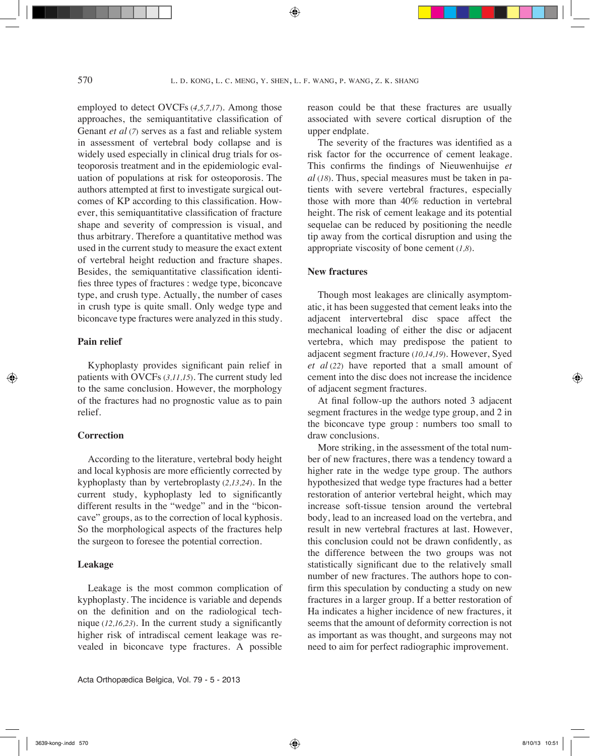employed to detect OVCFs (*4,5,7,17*). Among those approaches, the semiquantitative classification of Genant *et al* (*7*) serves as a fast and reliable system in assessment of vertebral body collapse and is widely used especially in clinical drug trials for osteoporosis treatment and in the epidemiologic evaluation of populations at risk for osteoporosis. The authors attempted at first to investigate surgical outcomes of KP according to this classification. However, this semiquantitative classification of fracture shape and severity of compression is visual, and thus arbitrary. Therefore a quantitative method was used in the current study to measure the exact extent of vertebral height reduction and fracture shapes. Besides, the semiquantitative classification identifies three types of fractures : wedge type, biconcave type, and crush type. Actually, the number of cases in crush type is quite small. Only wedge type and biconcave type fractures were analyzed in this study.

### Pain relief

Kyphoplasty provides significant pain relief in patients with OVCFs (*3,11,15*). The current study led to the same conclusion. However, the morphology of the fractures had no prognostic value as to pain relief.

### Correction

According to the literature, vertebral body height and local kyphosis are more efficiently corrected by kyphoplasty than by vertebroplasty (*2,13,24*). In the current study, kyphoplasty led to significantly different results in the “wedge” and in the “biconcave” groups, as to the correction of local kyphosis. So the morphological aspects of the fractures help the surgeon to foresee the potential correction.

### Leakage

Leakage is the most common complication of kyphoplasty. The incidence is variable and depends on the definition and on the radiological technique (*12,16,23*). In the current study a significantly higher risk of intradiscal cement leakage was revealed in biconcave type fractures. A possible reason could be that these fractures are usually associated with severe cortical disruption of the upper endplate.

The severity of the fractures was identified as a risk factor for the occurrence of cement leakage. This confirms the findings of Nieuwenhuijse *et al* (*18*). Thus, special measures must be taken in patients with severe vertebral fractures, especially those with more than 40% reduction in vertebral height. The risk of cement leakage and its potential sequelae can be reduced by positioning the needle tip away from the cortical disruption and using the appropriate viscosity of bone cement (*1,8*).

### New fractures

Though most leakages are clinically asymptomatic, it has been suggested that cement leaks into the adjacent intervertebral disc space affect the mechanical loading of either the disc or adjacent vertebra, which may predispose the patient to adjacent segment fracture (*10,14,19*). However, Syed *et al* (*22*) have reported that a small amount of cement into the disc does not increase the incidence of adjacent segment fractures.

At final follow-up the authors noted 3 adjacent segment fractures in the wedge type group, and 2 in the biconcave type group : numbers too small to draw conclusions.

More striking, in the assessment of the total number of new fractures, there was a tendency toward a higher rate in the wedge type group. The authors hypothesized that wedge type fractures had a better restoration of anterior vertebral height, which may increase soft-tissue tension around the vertebral body, lead to an increased load on the vertebra, and result in new vertebral fractures at last. However, this conclusion could not be drawn confidently, as the difference between the two groups was not statistically significant due to the relatively small number of new fractures. The authors hope to confirm this speculation by conducting a study on new fractures in a larger group. If a better restoration of Ha indicates a higher incidence of new fractures, it seems that the amount of deformity correction is not as important as was thought, and surgeons may not need to aim for perfect radiographic improvement.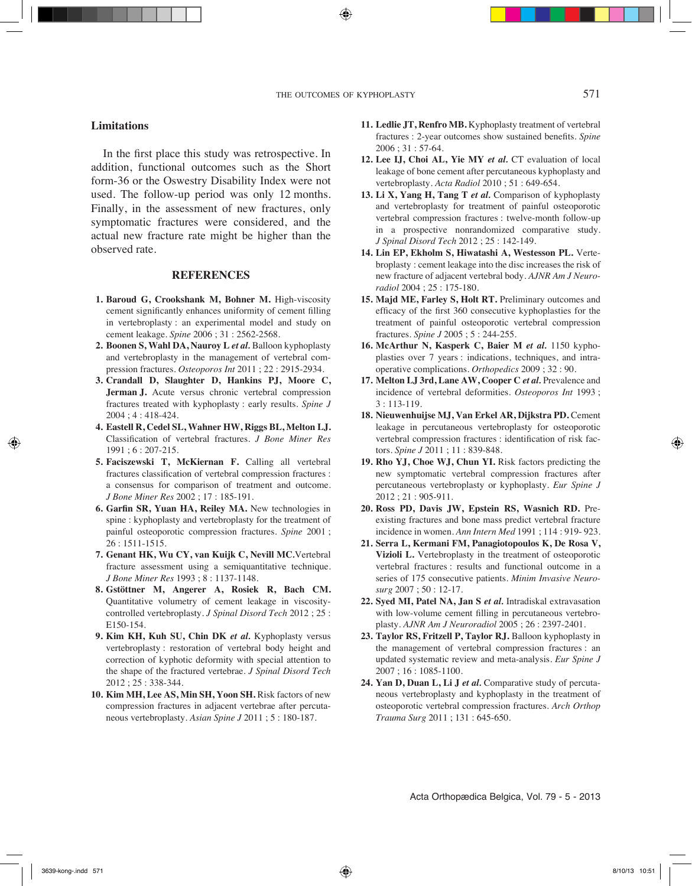## Limitations

In the first place this study was retrospective. In addition, functional outcomes such as the Short form-36 or the Oswestry Disability Index were not used. The follow-up period was only 12 months. Finally, in the assessment of new fractures, only symptomatic fractures were considered, and the actual new fracture rate might be higher than the observed rate.

## REFERENCES

1. **Baroud G, Crookshank M, Bohner M.** High-viscosity cement significantly enhances uniformity of cement filling in vertebroplasty : an experimental model and study on cement leakage. *Spine* 2006 ; 31 : 2562-2568.
2. **Boonen S, Wahl DA, Nauroy L *et al.*** Balloon kyphoplasty and vertebroplasty in the management of vertebral compression fractures. *Osteoporos Int* 2011 ; 22 : 2915-2934.
3. **Crandall D, Slaughter D, Hankins PJ, Moore C, Jerman J.** Acute versus chronic vertebral compression fractures treated with kyphoplasty : early results. *Spine J* 2004 ; 4 : 418-424.
4. **Eastell R, Cedel SL, Wahner HW, Riggs BL, Melton LJ.** Classification of vertebral fractures. *J Bone Miner Res* 1991 ; 6 : 207-215.
5. **Faciszewski T, McKiernan F.** Calling all vertebral fractures classification of vertebral compression fractures : a consensus for comparison of treatment and outcome. *J Bone Miner Res* 2002 ; 17 : 185-191.
6. **Garfin SR, Yuan HA, Reiley MA.** New technologies in spine : kyphoplasty and vertebroplasty for the treatment of painful osteoporotic compression fractures. *Spine* 2001 ; 26 : 1511-1515.
7. **Genant HK, Wu CY, van Kuijk C, Nevill MC.** Vertebral fracture assessment using a semiquantitative technique. *J Bone Miner Res* 1993 ; 8 : 1137-1148.
8. **Gstöttner M, Angerer A, Rosiek R, Bach CM.** Quantitative volumetry of cement leakage in viscosity-controlled vertebroplasty. *J Spinal Disord Tech* 2012 ; 25 : E150-154.
9. **Kim KH, Kuh SU, Chin DK *et al.*** Kyphoplasty versus vertebroplasty : restoration of vertebral body height and correction of kyphotic deformity with special attention to the shape of the fractured vertebrae. *J Spinal Disord Tech* 2012 ; 25 : 338-344.
10. **Kim MH, Lee AS, Min SH, Yoon SH.** Risk factors of new compression fractures in adjacent vertebrae after percutaneous vertebroplasty. *Asian Spine J* 2011 ; 5 : 180-187.
11. **Ledlie JT, Renfro MB.** Kyphoplasty treatment of vertebral fractures : 2-year outcomes show sustained benefits. *Spine* 2006 ; 31 : 57-64.
12. **Lee IJ, Choi AL, Yie MY *et al.*** CT evaluation of local leakage of bone cement after percutaneous kyphoplasty and vertebroplasty. *Acta Radiol* 2010 ; 51 : 649-654.
13. **Li X, Yang H, Tang T *et al.*** Comparison of kyphoplasty and vertebroplasty for treatment of painful osteoporotic vertebral compression fractures : twelve-month follow-up in a prospective nonrandomized comparative study. *J Spinal Disord Tech* 2012 ; 25 : 142-149.
14. **Lin EP, Ekholm S, Hiwatashi A, Westesson PL.** Vertebroplasty : cement leakage into the disc increases the risk of new fracture of adjacent vertebral body. *AJNR Am J Neuroradiol* 2004 ; 25 : 175-180.
15. **Majd ME, Farley S, Holt RT.** Preliminary outcomes and efficacy of the first 360 consecutive kyphoplasties for the treatment of painful osteoporotic vertebral compression fractures. *Spine J* 2005 ; 5 : 244-255.
16. **McArthur N, Kasperk C, Baier M *et al.*** 1150 kyphoplasties over 7 years : indications, techniques, and intraoperative complications. *Orthopedics* 2009 ; 32 : 90.
17. **Melton LJ 3rd, Lane AW, Cooper C *et al.*** Prevalence and incidence of vertebral deformities. *Osteoporos Int* 1993 ; 3 : 113-119.
18. **Nieuwenhuijse MJ, Van Erkel AR, Dijkstra PD.** Cement leakage in percutaneous vertebroplasty for osteoporotic vertebral compression fractures : identification of risk factors. *Spine J* 2011 ; 11 : 839-848.
19. **Rho YJ, Choe WJ, Chun YI.** Risk factors predicting the new symptomatic vertebral compression fractures after percutaneous vertebroplasty or kyphoplasty. *Eur Spine J* 2012 ; 21 : 905-911.
20. **Ross PD, Davis JW, Epstein RS, Wasnich RD.** Pre-existing fractures and bone mass predict vertebral fracture incidence in women. *Ann Intern Med* 1991 ; 114 : 919- 923.
21. **Serra L, Kermani FM, Panagiotopoulos K, De Rosa V, Vizioli L.** Vertebroplasty in the treatment of osteoporotic vertebral fractures : results and functional outcome in a series of 175 consecutive patients. *Minim Invasive Neurosurg* 2007 ; 50 : 12-17.
22. **Syed MI, Patel NA, Jan S *et al.*** Intradiskal extravasation with low-volume cement filling in percutaneous vertebroplasty. *AJNR Am J Neuroradiol* 2005 ; 26 : 2397-2401.
23. **Taylor RS, Fritzell P, Taylor RJ.** Balloon kyphoplasty in the management of vertebral compression fractures : an updated systematic review and meta-analysis. *Eur Spine J* 2007 ; 16 : 1085-1100.
24. **Yan D, Duan L, Li J *et al.*** Comparative study of percutaneous vertebroplasty and kyphoplasty in the treatment of osteoporotic vertebral compression fractures. *Arch Orthop Trauma Surg* 2011 ; 131 : 645-650.